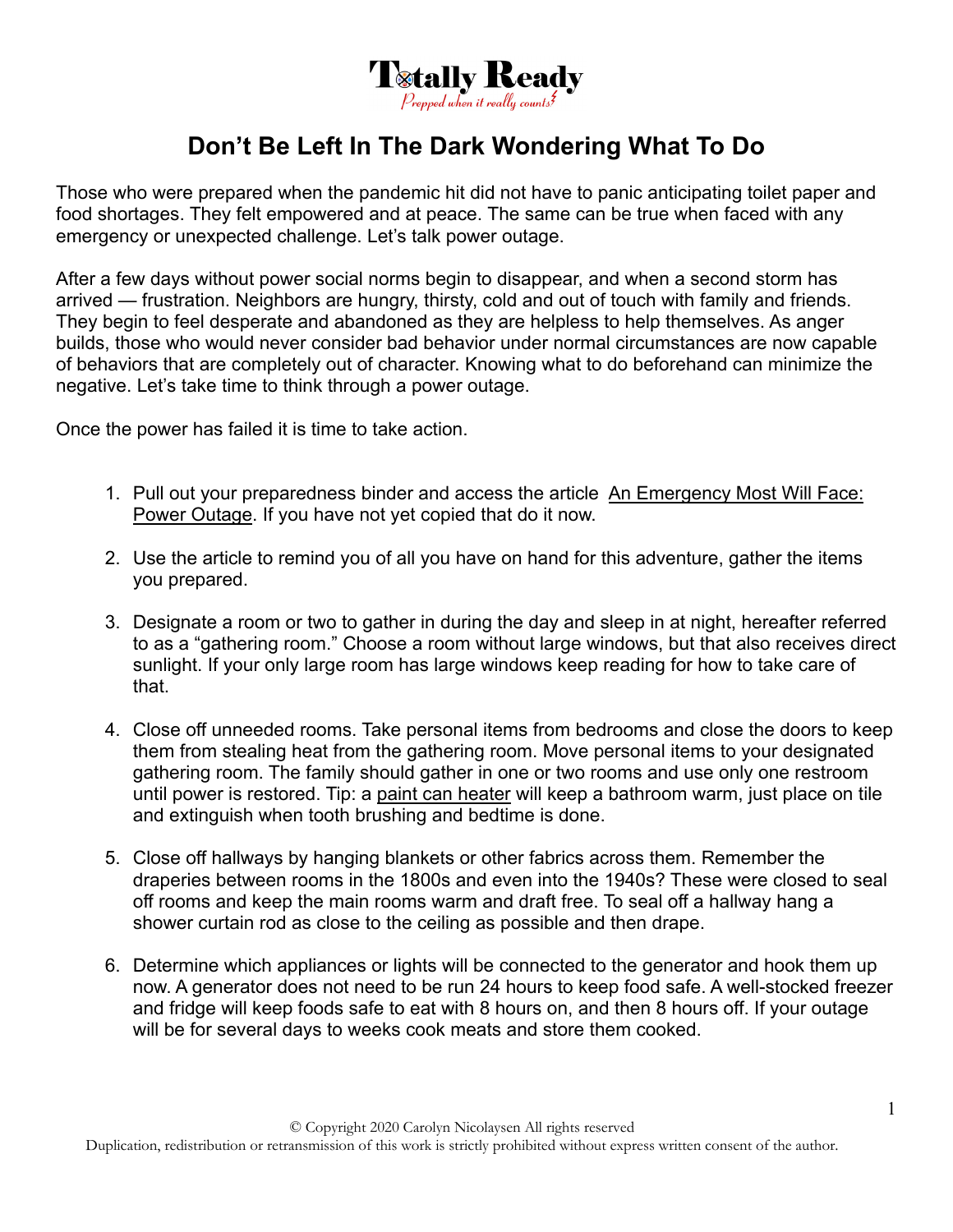# Don't Be Left In The Dark Wondering What To Do

Those who were prepared when the pandemic hit did not have to panic anticipating toilet paper and food shortages. They felt empowered and at peace. The same can be true when faced with any emergency or unexpected challenge. Let's talk power outage.

After a few days without power social norms begin to disappear, and when a second storm has arrived — frustration. Neighbors are hungry, thirsty, cold and out of touch with family and friends. They begin to feel desperate and abandoned as they are helpless to help themselves. As anger builds, those who would never consider bad behavior under normal circumstances are now capable of behaviors that are completely out of character. Knowing what to do beforehand can minimize the negative. Let's take time to think through a power outage.

Once the power has failed it is time to take action.

1. Pull out your preparedness binder and access the article An Emergency Most Will Face: Power Outage. If you have not yet copied that do it now.

2. Use the article to remind you of all you have on hand for this adventure, gather the items you prepared.

3. Designate a room or two to gather in during the day and sleep in at night, hereafter referred to as a "gathering room." Choose a room without large windows, but that also receives direct sunlight. If your only large room has large windows keep reading for how to take care of that.

4. Close off unneeded rooms. Take personal items from bedrooms and close the doors to keep them from stealing heat from the gathering room. Move personal items to your designated gathering room. The family should gather in one or two rooms and use only one restroom until power is restored. Tip: a paint can heater will keep a bathroom warm, just place on tile and extinguish when tooth brushing and bedtime is done.

5. Close off hallways by hanging blankets or other fabrics across them. Remember the draperies between rooms in the 1800s and even into the 1940s? These were closed to seal off rooms and keep the main rooms warm and draft free. To seal off a hallway hang a shower curtain rod as close to the ceiling as possible and then drape.

6. Determine which appliances or lights will be connected to the generator and hook them up now. A generator does not need to be run 24 hours to keep food safe. A well-stocked freezer and fridge will keep foods safe to eat with 8 hours on, and then 8 hours off. If your outage will be for several days to weeks cook meats and store them cooked.

© Copyright 2020 Carolyn Nicolaysen All rights reserved
Duplication, redistribution or retransmission of this work is strictly prohibited without express written consent of the author.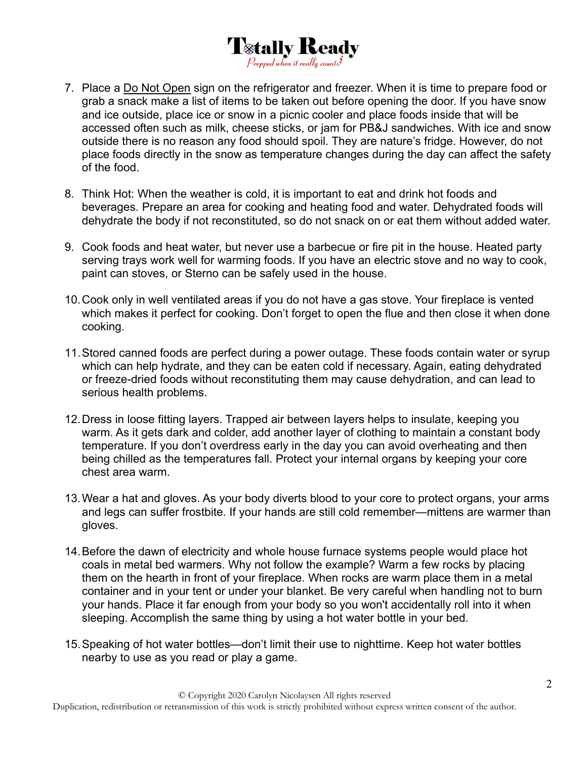7. Place a Do Not Open sign on the refrigerator and freezer. When it is time to prepare food or grab a snack make a list of items to be taken out before opening the door. If you have snow and ice outside, place ice or snow in a picnic cooler and place foods inside that will be accessed often such as milk, cheese sticks, or jam for PB&J sandwiches. With ice and snow outside there is no reason any food should spoil. They are nature's fridge. However, do not place foods directly in the snow as temperature changes during the day can affect the safety of the food.

8. Think Hot: When the weather is cold, it is important to eat and drink hot foods and beverages. Prepare an area for cooking and heating food and water. Dehydrated foods will dehydrate the body if not reconstituted, so do not snack on or eat them without added water.

9. Cook foods and heat water, but never use a barbecue or fire pit in the house. Heated party serving trays work well for warming foods. If you have an electric stove and no way to cook, paint can stoves, or Sterno can be safely used in the house.

10. Cook only in well ventilated areas if you do not have a gas stove. Your fireplace is vented which makes it perfect for cooking. Don't forget to open the flue and then close it when done cooking.

11. Stored canned foods are perfect during a power outage. These foods contain water or syrup which can help hydrate, and they can be eaten cold if necessary. Again, eating dehydrated or freeze-dried foods without reconstituting them may cause dehydration, and can lead to serious health problems.

12. Dress in loose fitting layers. Trapped air between layers helps to insulate, keeping you warm. As it gets dark and colder, add another layer of clothing to maintain a constant body temperature. If you don't overdress early in the day you can avoid overheating and then being chilled as the temperatures fall. Protect your internal organs by keeping your core chest area warm.

13. Wear a hat and gloves. As your body diverts blood to your core to protect organs, your arms and legs can suffer frostbite. If your hands are still cold remember—mittens are warmer than gloves.

14. Before the dawn of electricity and whole house furnace systems people would place hot coals in metal bed warmers. Why not follow the example? Warm a few rocks by placing them on the hearth in front of your fireplace. When rocks are warm place them in a metal container and in your tent or under your blanket. Be very careful when handling not to burn your hands. Place it far enough from your body so you won't accidentally roll into it when sleeping. Accomplish the same thing by using a hot water bottle in your bed.

15. Speaking of hot water bottles—don't limit their use to nighttime. Keep hot water bottles nearby to use as you read or play a game.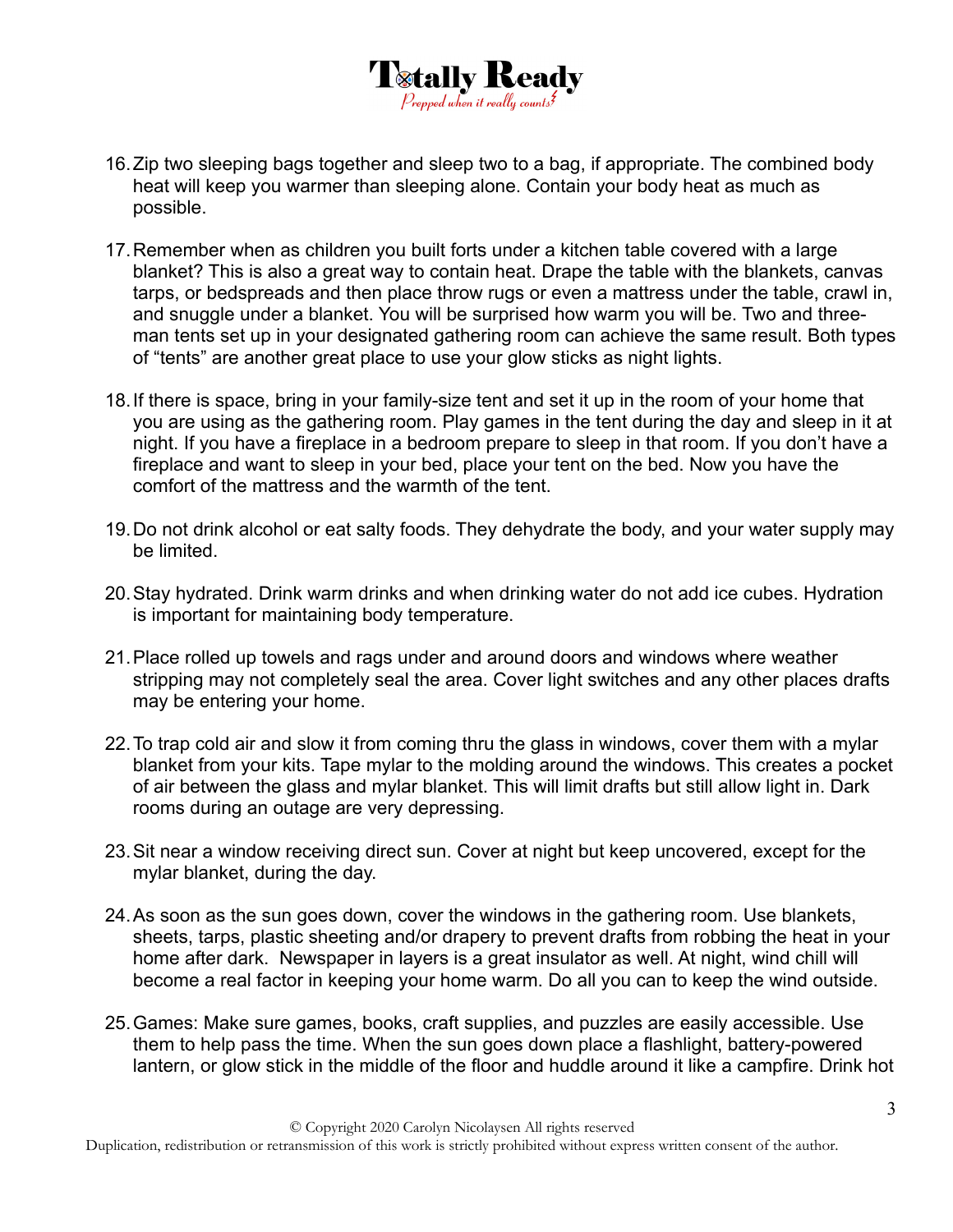16. Zip two sleeping bags together and sleep two to a bag, if appropriate. The combined body heat will keep you warmer than sleeping alone. Contain your body heat as much as possible.

17. Remember when as children you built forts under a kitchen table covered with a large blanket? This is also a great way to contain heat. Drape the table with the blankets, canvas tarps, or bedspreads and then place throw rugs or even a mattress under the table, crawl in, and snuggle under a blanket. You will be surprised how warm you will be. Two and three-man tents set up in your designated gathering room can achieve the same result. Both types of “tents” are another great place to use your glow sticks as night lights.

18. If there is space, bring in your family-size tent and set it up in the room of your home that you are using as the gathering room. Play games in the tent during the day and sleep in it at night. If you have a fireplace in a bedroom prepare to sleep in that room. If you don’t have a fireplace and want to sleep in your bed, place your tent on the bed. Now you have the comfort of the mattress and the warmth of the tent.

19. Do not drink alcohol or eat salty foods. They dehydrate the body, and your water supply may be limited.

20. Stay hydrated. Drink warm drinks and when drinking water do not add ice cubes. Hydration is important for maintaining body temperature.

21. Place rolled up towels and rags under and around doors and windows where weather stripping may not completely seal the area. Cover light switches and any other places drafts may be entering your home.

22. To trap cold air and slow it from coming thru the glass in windows, cover them with a mylar blanket from your kits. Tape mylar to the molding around the windows. This creates a pocket of air between the glass and mylar blanket. This will limit drafts but still allow light in. Dark rooms during an outage are very depressing.

23. Sit near a window receiving direct sun. Cover at night but keep uncovered, except for the mylar blanket, during the day.

24. As soon as the sun goes down, cover the windows in the gathering room. Use blankets, sheets, tarps, plastic sheeting and/or drapery to prevent drafts from robbing the heat in your home after dark. Newspaper in layers is a great insulator as well. At night, wind chill will become a real factor in keeping your home warm. Do all you can to keep the wind outside.

25. Games: Make sure games, books, craft supplies, and puzzles are easily accessible. Use them to help pass the time. When the sun goes down place a flashlight, battery-powered lantern, or glow stick in the middle of the floor and huddle around it like a campfire. Drink hot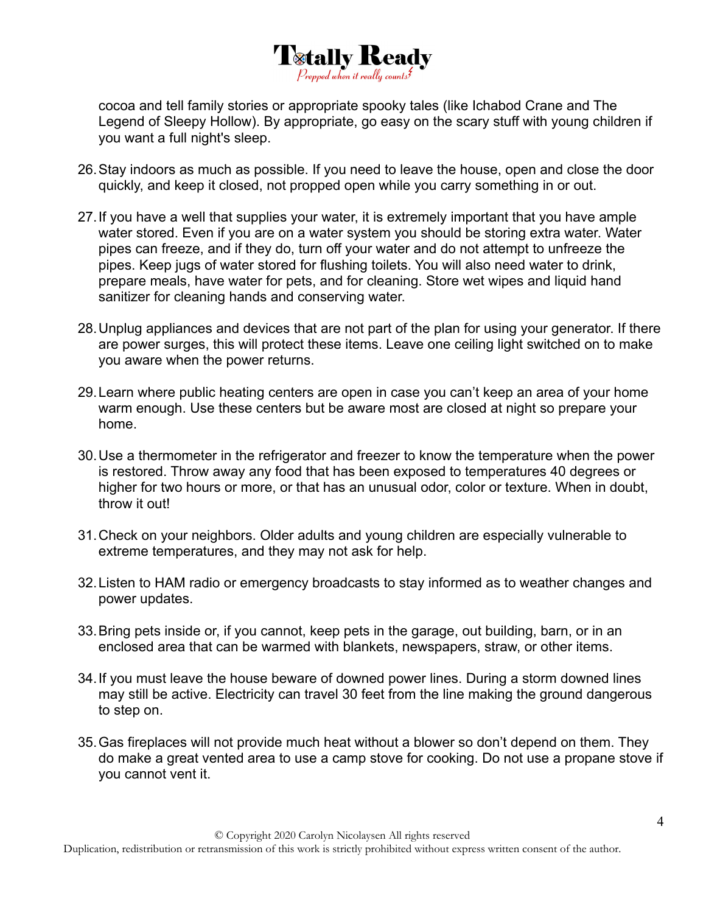cocoa and tell family stories or appropriate spooky tales (like Ichabod Crane and The Legend of Sleepy Hollow). By appropriate, go easy on the scary stuff with young children if you want a full night's sleep.

26. Stay indoors as much as possible. If you need to leave the house, open and close the door quickly, and keep it closed, not propped open while you carry something in or out.

27. If you have a well that supplies your water, it is extremely important that you have ample water stored. Even if you are on a water system you should be storing extra water. Water pipes can freeze, and if they do, turn off your water and do not attempt to unfreeze the pipes. Keep jugs of water stored for flushing toilets. You will also need water to drink, prepare meals, have water for pets, and for cleaning. Store wet wipes and liquid hand sanitizer for cleaning hands and conserving water.

28. Unplug appliances and devices that are not part of the plan for using your generator. If there are power surges, this will protect these items. Leave one ceiling light switched on to make you aware when the power returns.

29. Learn where public heating centers are open in case you can't keep an area of your home warm enough. Use these centers but be aware most are closed at night so prepare your home.

30. Use a thermometer in the refrigerator and freezer to know the temperature when the power is restored. Throw away any food that has been exposed to temperatures 40 degrees or higher for two hours or more, or that has an unusual odor, color or texture. When in doubt, throw it out!

31. Check on your neighbors. Older adults and young children are especially vulnerable to extreme temperatures, and they may not ask for help.

32. Listen to HAM radio or emergency broadcasts to stay informed as to weather changes and power updates.

33. Bring pets inside or, if you cannot, keep pets in the garage, out building, barn, or in an enclosed area that can be warmed with blankets, newspapers, straw, or other items.

34. If you must leave the house beware of downed power lines. During a storm downed lines may still be active. Electricity can travel 30 feet from the line making the ground dangerous to step on.

35. Gas fireplaces will not provide much heat without a blower so don't depend on them. They do make a great vented area to use a camp stove for cooking. Do not use a propane stove if you cannot vent it.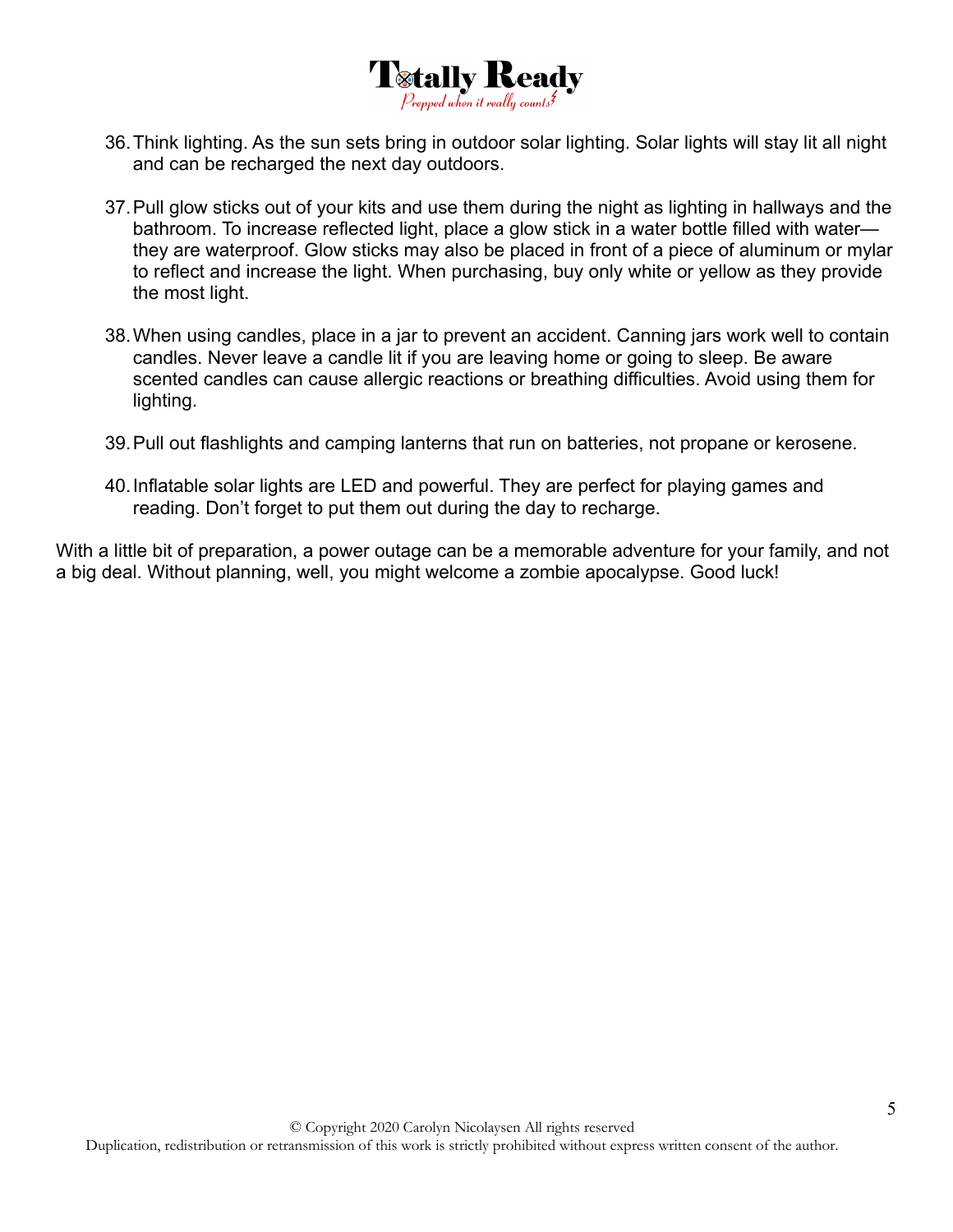36. Think lighting. As the sun sets bring in outdoor solar lighting. Solar lights will stay lit all night and can be recharged the next day outdoors.

37. Pull glow sticks out of your kits and use them during the night as lighting in hallways and the bathroom. To increase reflected light, place a glow stick in a water bottle filled with water—they are waterproof. Glow sticks may also be placed in front of a piece of aluminum or mylar to reflect and increase the light. When purchasing, buy only white or yellow as they provide the most light.

38. When using candles, place in a jar to prevent an accident. Canning jars work well to contain candles. Never leave a candle lit if you are leaving home or going to sleep. Be aware scented candles can cause allergic reactions or breathing difficulties. Avoid using them for lighting.

39. Pull out flashlights and camping lanterns that run on batteries, not propane or kerosene.

40. Inflatable solar lights are LED and powerful. They are perfect for playing games and reading. Don't forget to put them out during the day to recharge.

With a little bit of preparation, a power outage can be a memorable adventure for your family, and not a big deal. Without planning, well, you might welcome a zombie apocalypse. Good luck!